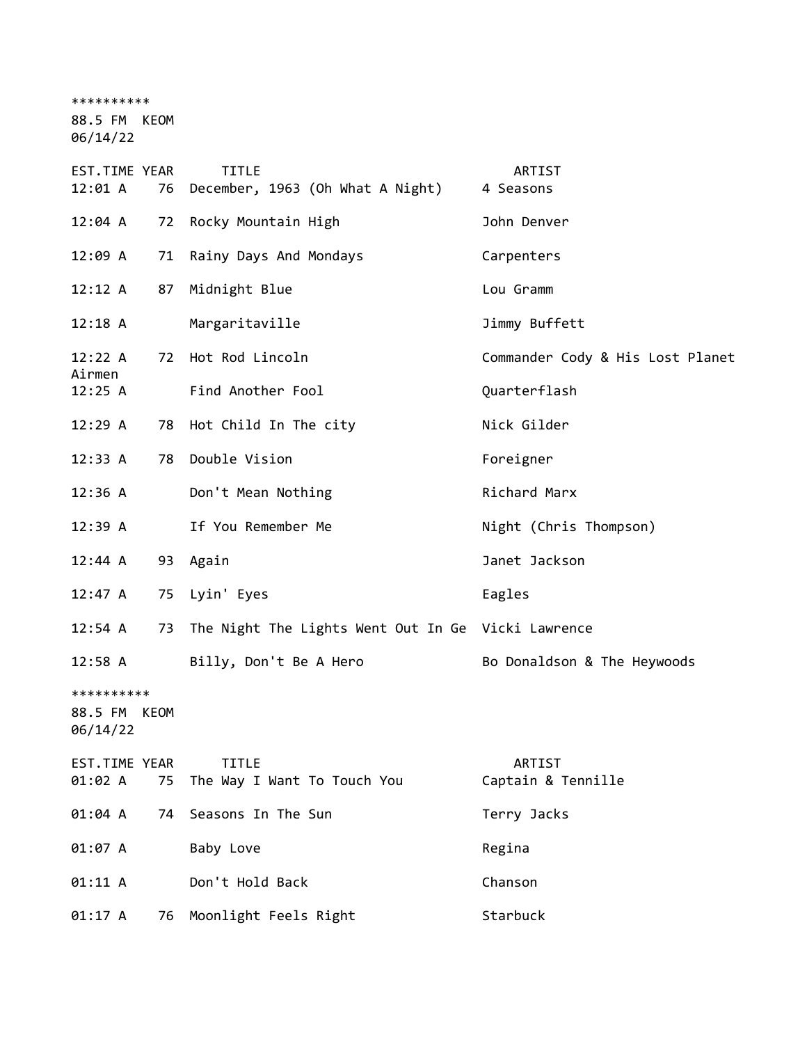**********
88.5 FM KEOM
06/14/22

| EST.TIME | YEAR | TITLE | ARTIST |
|---|---|---|---|
| 12:01 A | 76 | December, 1963 (Oh What A Night) | 4 Seasons |
| 12:04 A | 72 | Rocky Mountain High | John Denver |
| 12:09 A | 71 | Rainy Days And Mondays | Carpenters |
| 12:12 A | 87 | Midnight Blue | Lou Gramm |
| 12:18 A | | Margaritaville | Jimmy Buffett |
| 12:22 A | 72 | Hot Rod Lincoln | Commander Cody & His Lost Planet Airmen |
| 12:25 A | | Find Another Fool | Quarterflash |
| 12:29 A | 78 | Hot Child In The city | Nick Gilder |
| 12:33 A | 78 | Double Vision | Foreigner |
| 12:36 A | | Don't Mean Nothing | Richard Marx |
| 12:39 A | | If You Remember Me | Night (Chris Thompson) |
| 12:44 A | 93 | Again | Janet Jackson |
| 12:47 A | 75 | Lyin' Eyes | Eagles |
| 12:54 A | 73 | The Night The Lights Went Out In Ge | Vicki Lawrence |
| 12:58 A | | Billy, Don't Be A Hero | Bo Donaldson & The Heywoods |

**********
88.5 FM KEOM
06/14/22

| EST.TIME | YEAR | TITLE | ARTIST |
|---|---|---|---|
| 01:02 A | 75 | The Way I Want To Touch You | Captain & Tennille |
| 01:04 A | 74 | Seasons In The Sun | Terry Jacks |
| 01:07 A | | Baby Love | Regina |
| 01:11 A | | Don't Hold Back | Chanson |
| 01:17 A | 76 | Moonlight Feels Right | Starbuck |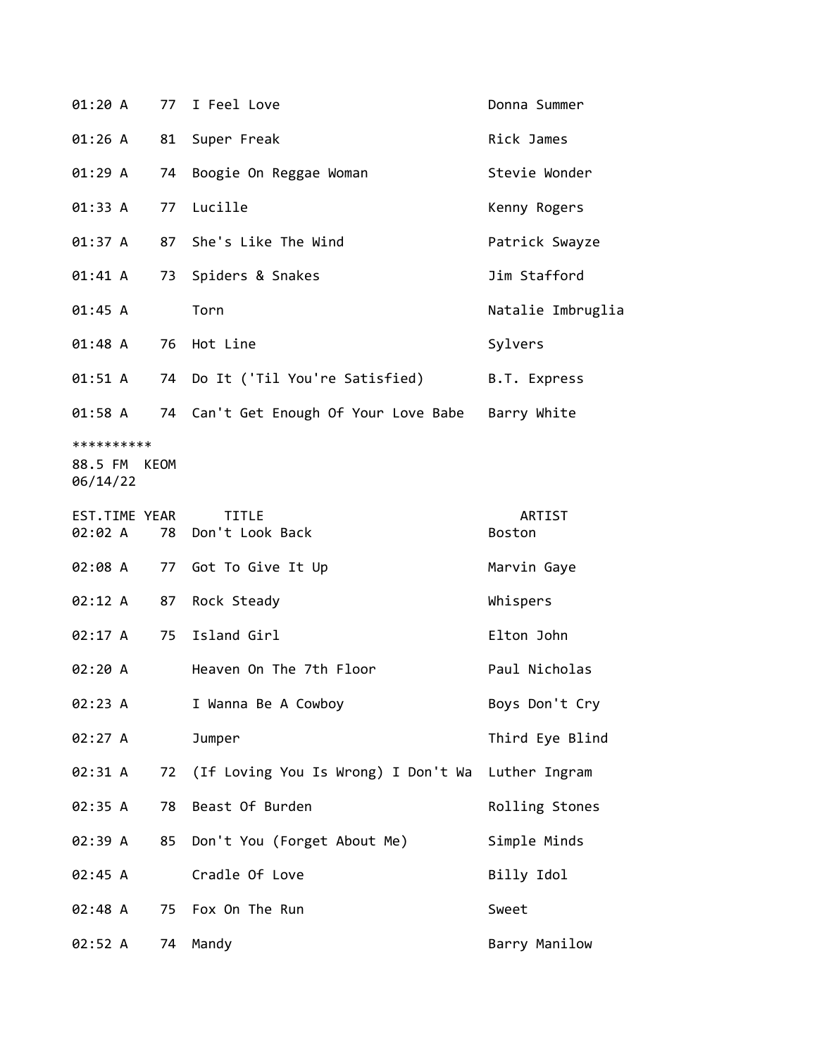| | | | |
|---|---|---|---|
| 01:20 A | 77 | I Feel Love | Donna Summer |
| 01:26 A | 81 | Super Freak | Rick James |
| 01:29 A | 74 | Boogie On Reggae Woman | Stevie Wonder |
| 01:33 A | 77 | Lucille | Kenny Rogers |
| 01:37 A | 87 | She's Like The Wind | Patrick Swayze |
| 01:41 A | 73 | Spiders & Snakes | Jim Stafford |
| 01:45 A | | Torn | Natalie Imbruglia |
| 01:48 A | 76 | Hot Line | Sylvers |
| 01:51 A | 74 | Do It ('Til You're Satisfied) | B.T. Express |
| 01:58 A | 74 | Can't Get Enough Of Your Love Babe | Barry White |

**********
88.5 FM KEOM
06/14/22

| EST.TIME | YEAR | TITLE | ARTIST |
|---|---|---|---|
| 02:02 A | 78 | Don't Look Back | Boston |
| 02:08 A | 77 | Got To Give It Up | Marvin Gaye |
| 02:12 A | 87 | Rock Steady | Whispers |
| 02:17 A | 75 | Island Girl | Elton John |
| 02:20 A | | Heaven On The 7th Floor | Paul Nicholas |
| 02:23 A | | I Wanna Be A Cowboy | Boys Don't Cry |
| 02:27 A | | Jumper | Third Eye Blind |
| 02:31 A | 72 | (If Loving You Is Wrong) I Don't Wa | Luther Ingram |
| 02:35 A | 78 | Beast Of Burden | Rolling Stones |
| 02:39 A | 85 | Don't You (Forget About Me) | Simple Minds |
| 02:45 A | | Cradle Of Love | Billy Idol |
| 02:48 A | 75 | Fox On The Run | Sweet |
| 02:52 A | 74 | Mandy | Barry Manilow |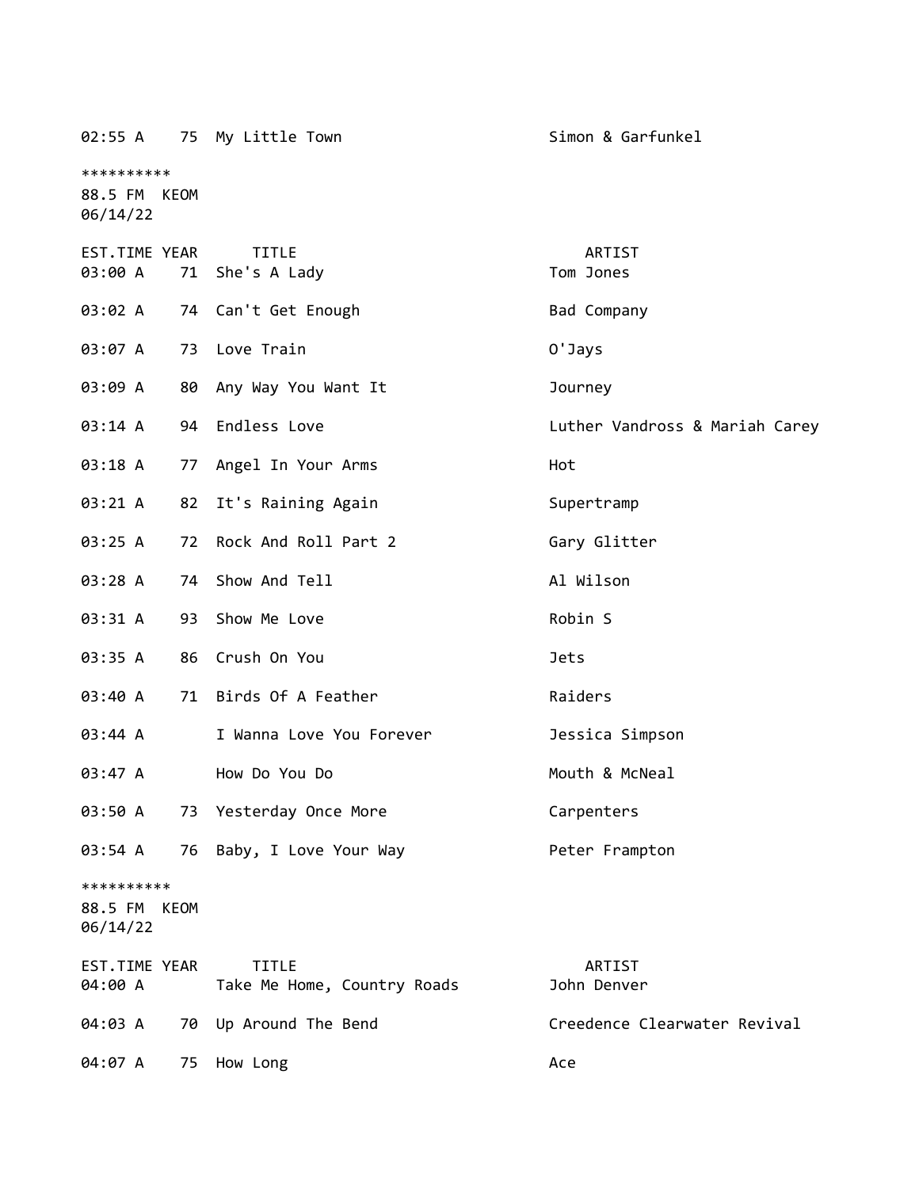| | | | |
|---|---|---|---|
| 02:55 A | 75 | My Little Town | Simon & Garfunkel |

**********
88.5 FM KEOM
06/14/22

| EST.TIME | YEAR | TITLE | ARTIST |
|---|---|---|---|
| 03:00 A | 71 | She's A Lady | Tom Jones |
| 03:02 A | 74 | Can't Get Enough | Bad Company |
| 03:07 A | 73 | Love Train | O'Jays |
| 03:09 A | 80 | Any Way You Want It | Journey |
| 03:14 A | 94 | Endless Love | Luther Vandross & Mariah Carey |
| 03:18 A | 77 | Angel In Your Arms | Hot |
| 03:21 A | 82 | It's Raining Again | Supertramp |
| 03:25 A | 72 | Rock And Roll Part 2 | Gary Glitter |
| 03:28 A | 74 | Show And Tell | Al Wilson |
| 03:31 A | 93 | Show Me Love | Robin S |
| 03:35 A | 86 | Crush On You | Jets |
| 03:40 A | 71 | Birds Of A Feather | Raiders |
| 03:44 A | | I Wanna Love You Forever | Jessica Simpson |
| 03:47 A | | How Do You Do | Mouth & McNeal |
| 03:50 A | 73 | Yesterday Once More | Carpenters |
| 03:54 A | 76 | Baby, I Love Your Way | Peter Frampton |

**********
88.5 FM KEOM
06/14/22

| EST.TIME | YEAR | TITLE | ARTIST |
|---|---|---|---|
| 04:00 A | | Take Me Home, Country Roads | John Denver |
| 04:03 A | 70 | Up Around The Bend | Creedence Clearwater Revival |
| 04:07 A | 75 | How Long | Ace |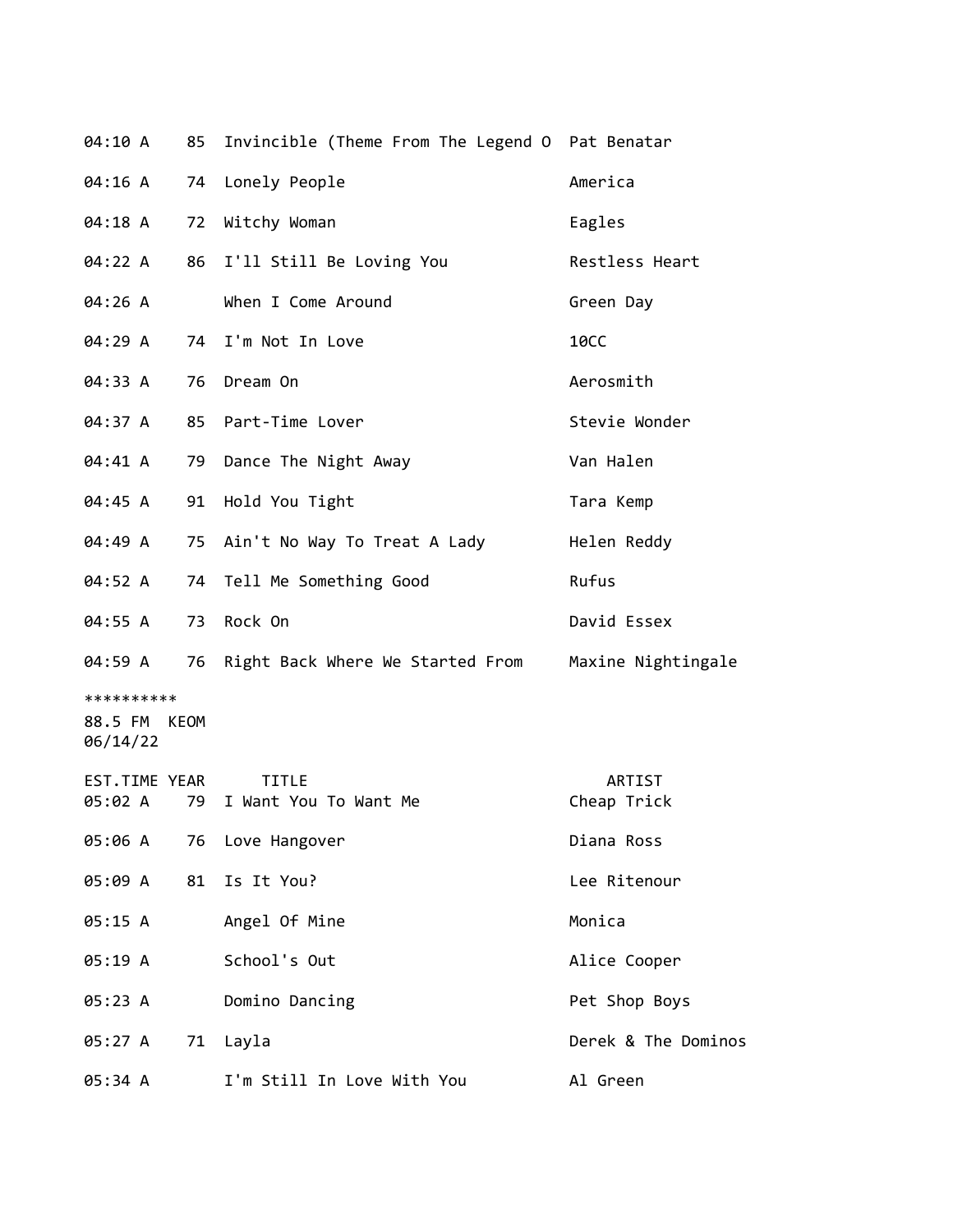| | | | |
|---|---|---|---|
| 04:10 A | 85 | Invincible (Theme From The Legend O | Pat Benatar |
| 04:16 A | 74 | Lonely People | America |
| 04:18 A | 72 | Witchy Woman | Eagles |
| 04:22 A | 86 | I'll Still Be Loving You | Restless Heart |
| 04:26 A | | When I Come Around | Green Day |
| 04:29 A | 74 | I'm Not In Love | 10CC |
| 04:33 A | 76 | Dream On | Aerosmith |
| 04:37 A | 85 | Part-Time Lover | Stevie Wonder |
| 04:41 A | 79 | Dance The Night Away | Van Halen |
| 04:45 A | 91 | Hold You Tight | Tara Kemp |
| 04:49 A | 75 | Ain't No Way To Treat A Lady | Helen Reddy |
| 04:52 A | 74 | Tell Me Something Good | Rufus |
| 04:55 A | 73 | Rock On | David Essex |
| 04:59 A | 76 | Right Back Where We Started From | Maxine Nightingale |

**********
88.5 FM KEOM
06/14/22

| EST.TIME | YEAR | TITLE | ARTIST |
|---|---|---|---|
| 05:02 A | 79 | I Want You To Want Me | Cheap Trick |
| 05:06 A | 76 | Love Hangover | Diana Ross |
| 05:09 A | 81 | Is It You? | Lee Ritenour |
| 05:15 A | | Angel Of Mine | Monica |
| 05:19 A | | School's Out | Alice Cooper |
| 05:23 A | | Domino Dancing | Pet Shop Boys |
| 05:27 A | 71 | Layla | Derek & The Dominos |
| 05:34 A | | I'm Still In Love With You | Al Green |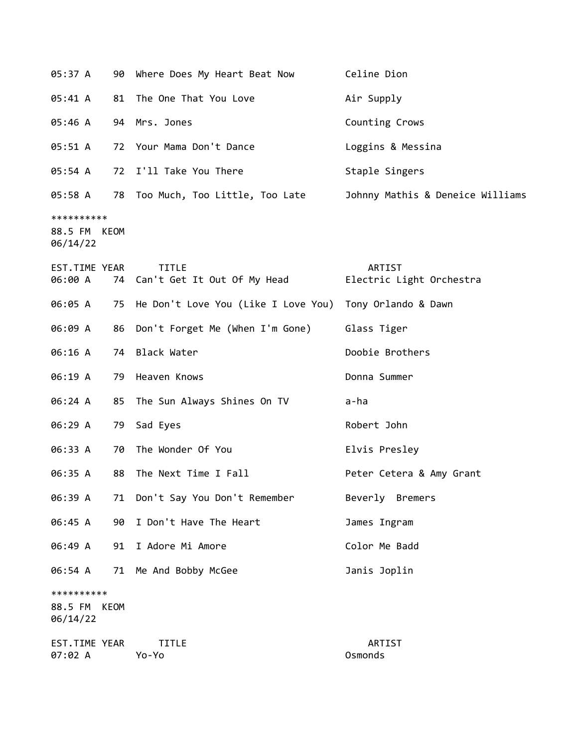| | | | |
|---|---|---|---|
| 05:37 A | 90 | Where Does My Heart Beat Now | Celine Dion |
| 05:41 A | 81 | The One That You Love | Air Supply |
| 05:46 A | 94 | Mrs. Jones | Counting Crows |
| 05:51 A | 72 | Your Mama Don't Dance | Loggins & Messina |
| 05:54 A | 72 | I'll Take You There | Staple Singers |
| 05:58 A | 78 | Too Much, Too Little, Too Late | Johnny Mathis & Deneice Williams |

**********
88.5 FM KEOM
06/14/22

| EST.TIME | YEAR | TITLE | ARTIST |
|---|---|---|---|
| 06:00 A | 74 | Can't Get It Out Of My Head | Electric Light Orchestra |
| 06:05 A | 75 | He Don't Love You (Like I Love You) | Tony Orlando & Dawn |
| 06:09 A | 86 | Don't Forget Me (When I'm Gone) | Glass Tiger |
| 06:16 A | 74 | Black Water | Doobie Brothers |
| 06:19 A | 79 | Heaven Knows | Donna Summer |
| 06:24 A | 85 | The Sun Always Shines On TV | a-ha |
| 06:29 A | 79 | Sad Eyes | Robert John |
| 06:33 A | 70 | The Wonder Of You | Elvis Presley |
| 06:35 A | 88 | The Next Time I Fall | Peter Cetera & Amy Grant |
| 06:39 A | 71 | Don't Say You Don't Remember | Beverly Bremers |
| 06:45 A | 90 | I Don't Have The Heart | James Ingram |
| 06:49 A | 91 | I Adore Mi Amore | Color Me Badd |
| 06:54 A | 71 | Me And Bobby McGee | Janis Joplin |

**********
88.5 FM KEOM
06/14/22

| EST.TIME | YEAR | TITLE | ARTIST |
|---|---|---|---|
| 07:02 A | | Yo-Yo | Osmonds |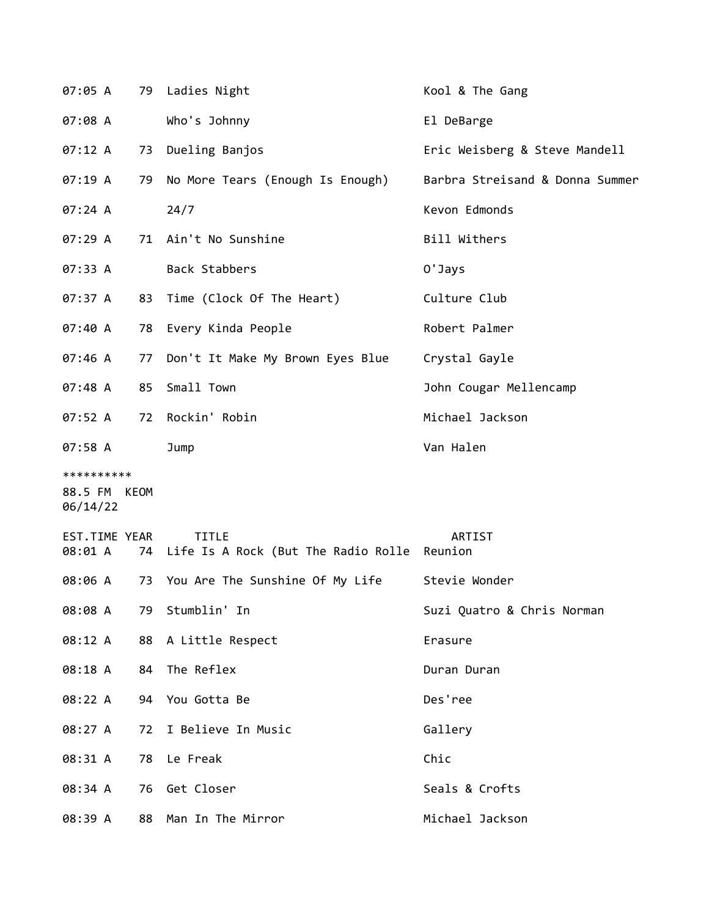| | | | |
|---|---|---|---|
| 07:05 A | 79 | Ladies Night | Kool & The Gang |
| 07:08 A | | Who's Johnny | El DeBarge |
| 07:12 A | 73 | Dueling Banjos | Eric Weisberg & Steve Mandell |
| 07:19 A | 79 | No More Tears (Enough Is Enough) | Barbra Streisand & Donna Summer |
| 07:24 A | | 24/7 | Kevon Edmonds |
| 07:29 A | 71 | Ain't No Sunshine | Bill Withers |
| 07:33 A | | Back Stabbers | O'Jays |
| 07:37 A | 83 | Time (Clock Of The Heart) | Culture Club |
| 07:40 A | 78 | Every Kinda People | Robert Palmer |
| 07:46 A | 77 | Don't It Make My Brown Eyes Blue | Crystal Gayle |
| 07:48 A | 85 | Small Town | John Cougar Mellencamp |
| 07:52 A | 72 | Rockin' Robin | Michael Jackson |
| 07:58 A | | Jump | Van Halen |

**********
88.5 FM KEOM
06/14/22

| EST.TIME | YEAR | TITLE | ARTIST |
|---|---|---|---|
| 08:01 A | 74 | Life Is A Rock (But The Radio Rolle | Reunion |
| 08:06 A | 73 | You Are The Sunshine Of My Life | Stevie Wonder |
| 08:08 A | 79 | Stumblin' In | Suzi Quatro & Chris Norman |
| 08:12 A | 88 | A Little Respect | Erasure |
| 08:18 A | 84 | The Reflex | Duran Duran |
| 08:22 A | 94 | You Gotta Be | Des'ree |
| 08:27 A | 72 | I Believe In Music | Gallery |
| 08:31 A | 78 | Le Freak | Chic |
| 08:34 A | 76 | Get Closer | Seals & Crofts |
| 08:39 A | 88 | Man In The Mirror | Michael Jackson |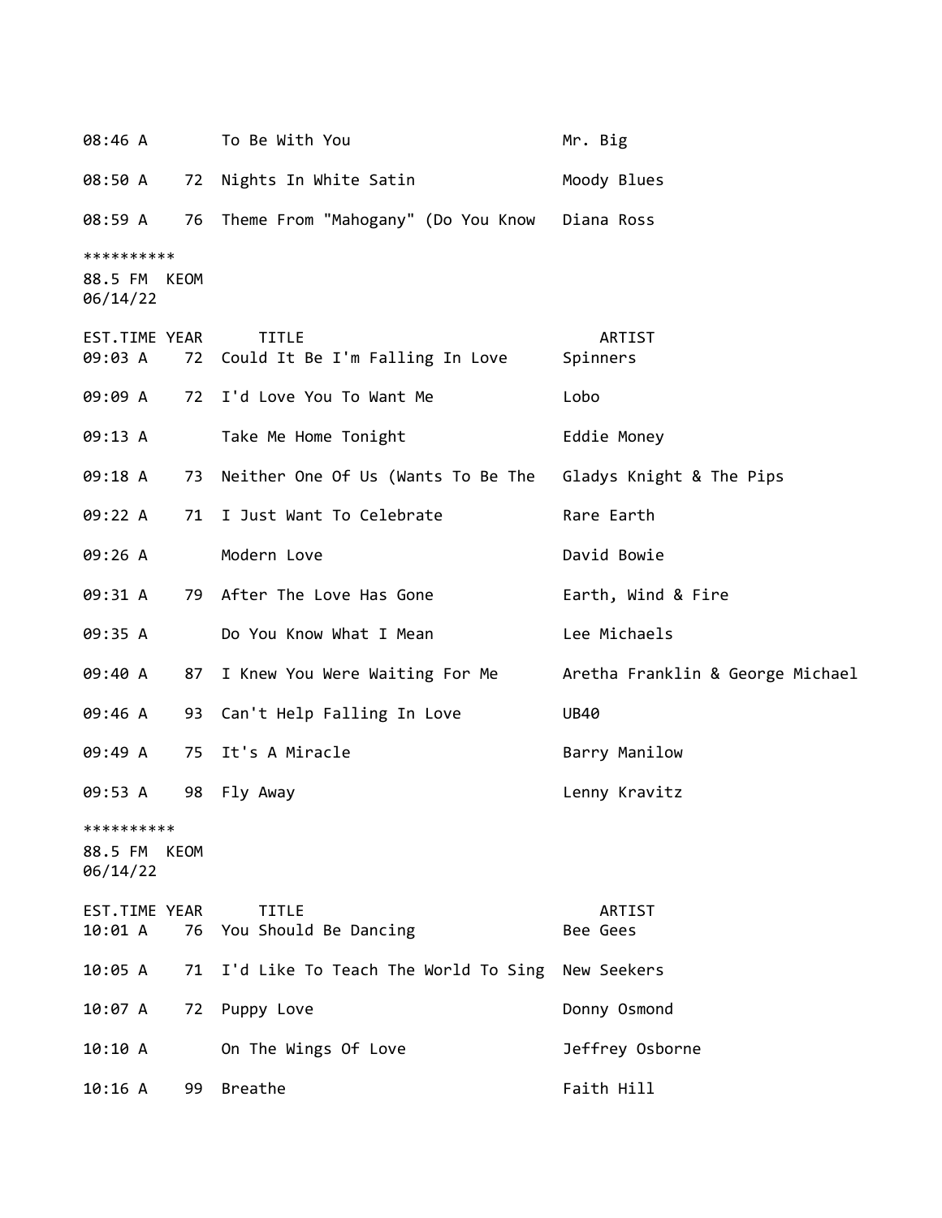| EST.TIME | YEAR | TITLE | ARTIST |
|---|---|---|---|
| 08:46 A | | To Be With You | Mr. Big |
| 08:50 A | 72 | Nights In White Satin | Moody Blues |
| 08:59 A | 76 | Theme From "Mahogany" (Do You Know | Diana Ross |

**********
88.5 FM KEOM
06/14/22

| EST.TIME | YEAR | TITLE | ARTIST |
|---|---|---|---|
| 09:03 A | 72 | Could It Be I'm Falling In Love | Spinners |
| 09:09 A | 72 | I'd Love You To Want Me | Lobo |
| 09:13 A | | Take Me Home Tonight | Eddie Money |
| 09:18 A | 73 | Neither One Of Us (Wants To Be The | Gladys Knight & The Pips |
| 09:22 A | 71 | I Just Want To Celebrate | Rare Earth |
| 09:26 A | | Modern Love | David Bowie |
| 09:31 A | 79 | After The Love Has Gone | Earth, Wind & Fire |
| 09:35 A | | Do You Know What I Mean | Lee Michaels |
| 09:40 A | 87 | I Knew You Were Waiting For Me | Aretha Franklin & George Michael |
| 09:46 A | 93 | Can't Help Falling In Love | UB40 |
| 09:49 A | 75 | It's A Miracle | Barry Manilow |
| 09:53 A | 98 | Fly Away | Lenny Kravitz |

**********
88.5 FM KEOM
06/14/22

| EST.TIME | YEAR | TITLE | ARTIST |
|---|---|---|---|
| 10:01 A | 76 | You Should Be Dancing | Bee Gees |
| 10:05 A | 71 | I'd Like To Teach The World To Sing | New Seekers |
| 10:07 A | 72 | Puppy Love | Donny Osmond |
| 10:10 A | | On The Wings Of Love | Jeffrey Osborne |
| 10:16 A | 99 | Breathe | Faith Hill |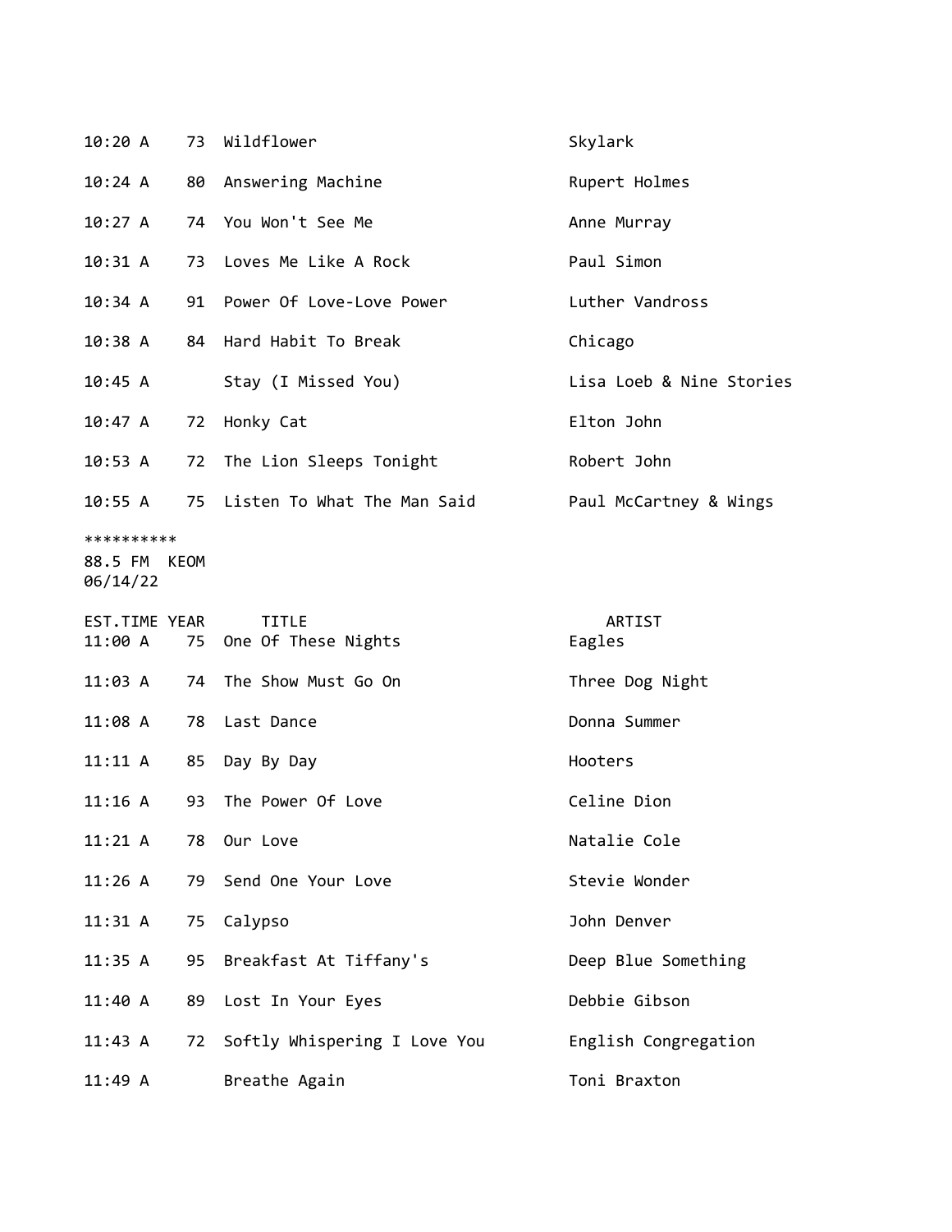| | | | |
|---|---|---|---|
| 10:20 A | 73 | Wildflower | Skylark |
| 10:24 A | 80 | Answering Machine | Rupert Holmes |
| 10:27 A | 74 | You Won't See Me | Anne Murray |
| 10:31 A | 73 | Loves Me Like A Rock | Paul Simon |
| 10:34 A | 91 | Power Of Love-Love Power | Luther Vandross |
| 10:38 A | 84 | Hard Habit To Break | Chicago |
| 10:45 A | | Stay (I Missed You) | Lisa Loeb & Nine Stories |
| 10:47 A | 72 | Honky Cat | Elton John |
| 10:53 A | 72 | The Lion Sleeps Tonight | Robert John |
| 10:55 A | 75 | Listen To What The Man Said | Paul McCartney & Wings |

**********
88.5 FM KEOM
06/14/22

| EST.TIME | YEAR | TITLE | ARTIST |
|---|---|---|---|
| 11:00 A | 75 | One Of These Nights | Eagles |
| 11:03 A | 74 | The Show Must Go On | Three Dog Night |
| 11:08 A | 78 | Last Dance | Donna Summer |
| 11:11 A | 85 | Day By Day | Hooters |
| 11:16 A | 93 | The Power Of Love | Celine Dion |
| 11:21 A | 78 | Our Love | Natalie Cole |
| 11:26 A | 79 | Send One Your Love | Stevie Wonder |
| 11:31 A | 75 | Calypso | John Denver |
| 11:35 A | 95 | Breakfast At Tiffany's | Deep Blue Something |
| 11:40 A | 89 | Lost In Your Eyes | Debbie Gibson |
| 11:43 A | 72 | Softly Whispering I Love You | English Congregation |
| 11:49 A | | Breathe Again | Toni Braxton |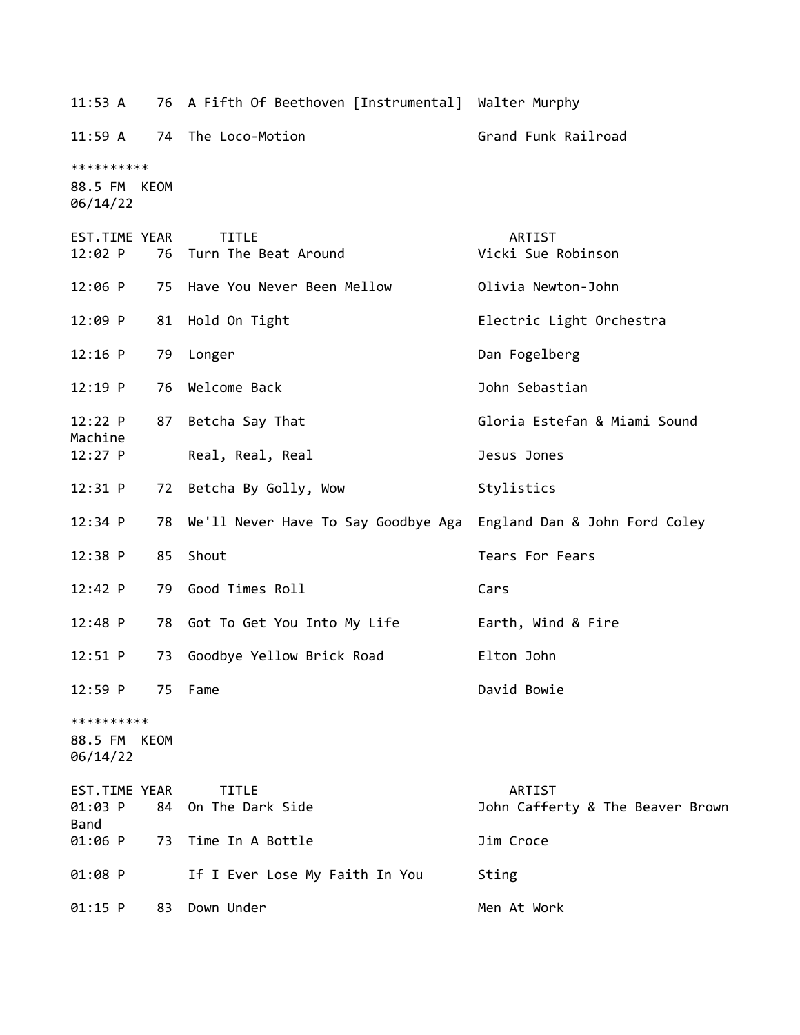| | | | |
|---|---|---|---|
| 11:53 A | 76 | A Fifth Of Beethoven [Instrumental] | Walter Murphy |
| 11:59 A | 74 | The Loco-Motion | Grand Funk Railroad |

**********
88.5 FM KEOM
06/14/22

| EST.TIME | YEAR | TITLE | ARTIST |
|---|---|---|---|
| 12:02 P | 76 | Turn The Beat Around | Vicki Sue Robinson |
| 12:06 P | 75 | Have You Never Been Mellow | Olivia Newton-John |
| 12:09 P | 81 | Hold On Tight | Electric Light Orchestra |
| 12:16 P | 79 | Longer | Dan Fogelberg |
| 12:19 P | 76 | Welcome Back | John Sebastian |
| 12:22 P | 87 | Betcha Say That | Gloria Estefan & Miami Sound Machine |
| 12:27 P | | Real, Real, Real | Jesus Jones |
| 12:31 P | 72 | Betcha By Golly, Wow | Stylistics |
| 12:34 P | 78 | We'll Never Have To Say Goodbye Aga | England Dan & John Ford Coley |
| 12:38 P | 85 | Shout | Tears For Fears |
| 12:42 P | 79 | Good Times Roll | Cars |
| 12:48 P | 78 | Got To Get You Into My Life | Earth, Wind & Fire |
| 12:51 P | 73 | Goodbye Yellow Brick Road | Elton John |
| 12:59 P | 75 | Fame | David Bowie |

**********
88.5 FM KEOM
06/14/22

| EST.TIME | YEAR | TITLE | ARTIST |
|---|---|---|---|
| 01:03 P | 84 | On The Dark Side | John Cafferty & The Beaver Brown Band |
| 01:06 P | 73 | Time In A Bottle | Jim Croce |
| 01:08 P | | If I Ever Lose My Faith In You | Sting |
| 01:15 P | 83 | Down Under | Men At Work |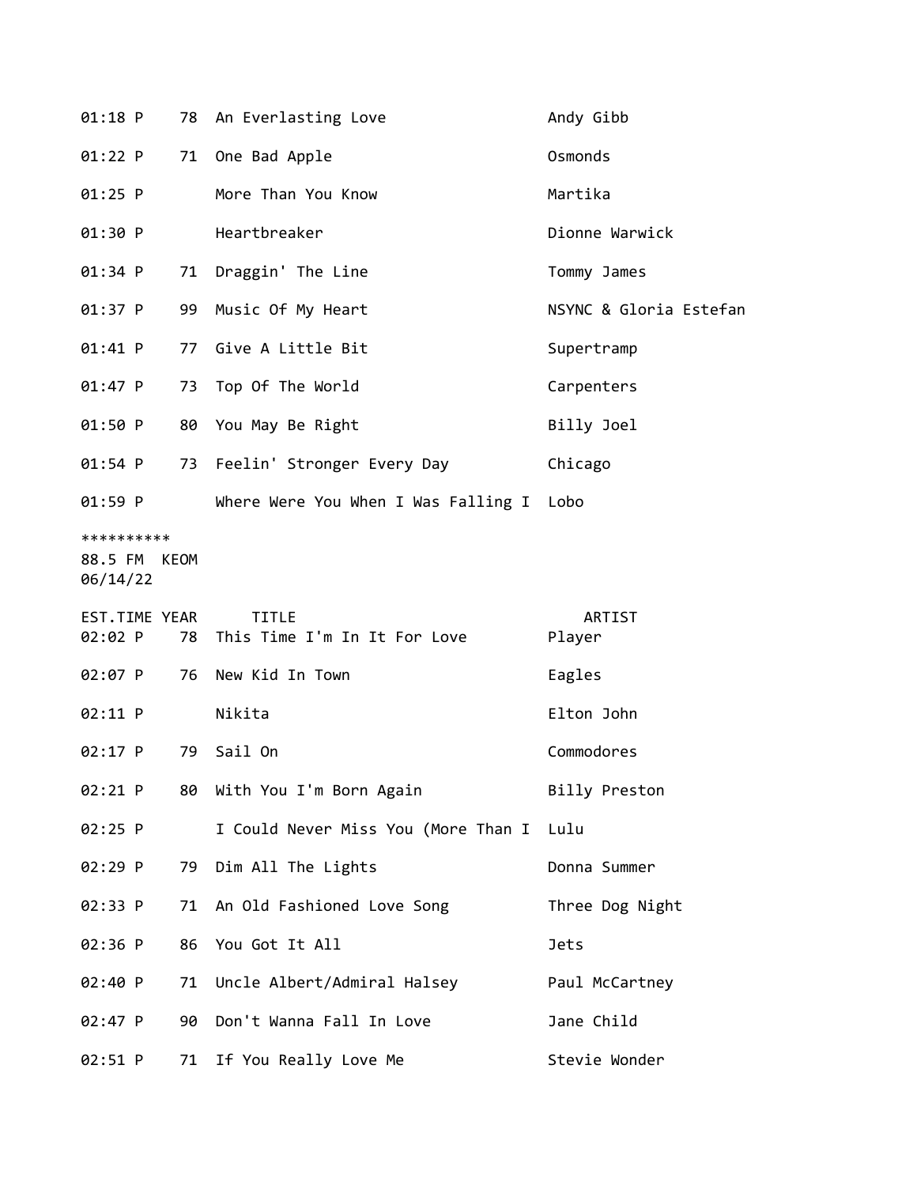| | | | |
|---|---|---|---|
| 01:18 P | 78 | An Everlasting Love | Andy Gibb |
| 01:22 P | 71 | One Bad Apple | Osmonds |
| 01:25 P | | More Than You Know | Martika |
| 01:30 P | | Heartbreaker | Dionne Warwick |
| 01:34 P | 71 | Draggin' The Line | Tommy James |
| 01:37 P | 99 | Music Of My Heart | NSYNC & Gloria Estefan |
| 01:41 P | 77 | Give A Little Bit | Supertramp |
| 01:47 P | 73 | Top Of The World | Carpenters |
| 01:50 P | 80 | You May Be Right | Billy Joel |
| 01:54 P | 73 | Feelin' Stronger Every Day | Chicago |
| 01:59 P | | Where Were You When I Was Falling I | Lobo |

**********
88.5 FM KEOM
06/14/22

| EST.TIME | YEAR | TITLE | ARTIST |
|---|---|---|---|
| 02:02 P | 78 | This Time I'm In It For Love | Player |
| 02:07 P | 76 | New Kid In Town | Eagles |
| 02:11 P | | Nikita | Elton John |
| 02:17 P | 79 | Sail On | Commodores |
| 02:21 P | 80 | With You I'm Born Again | Billy Preston |
| 02:25 P | | I Could Never Miss You (More Than I | Lulu |
| 02:29 P | 79 | Dim All The Lights | Donna Summer |
| 02:33 P | 71 | An Old Fashioned Love Song | Three Dog Night |
| 02:36 P | 86 | You Got It All | Jets |
| 02:40 P | 71 | Uncle Albert/Admiral Halsey | Paul McCartney |
| 02:47 P | 90 | Don't Wanna Fall In Love | Jane Child |
| 02:51 P | 71 | If You Really Love Me | Stevie Wonder |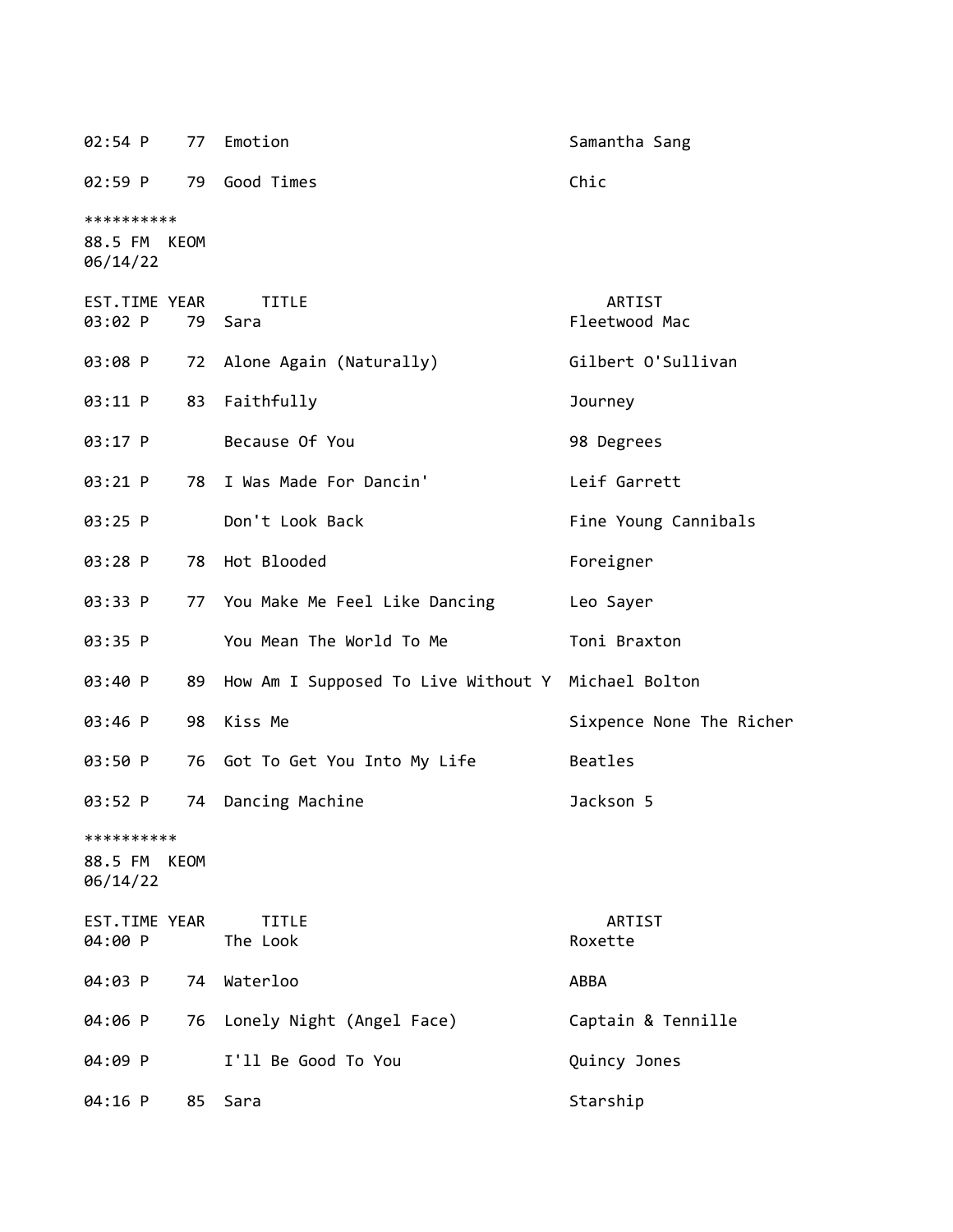| EST.TIME | YEAR | TITLE | ARTIST |
|---|---|---|---|
| 02:54 P | 77 | Emotion | Samantha Sang |
| 02:59 P | 79 | Good Times | Chic |

**********
88.5 FM KEOM
06/14/22

| EST.TIME | YEAR | TITLE | ARTIST |
|---|---|---|---|
| 03:02 P | 79 | Sara | Fleetwood Mac |
| 03:08 P | 72 | Alone Again (Naturally) | Gilbert O'Sullivan |
| 03:11 P | 83 | Faithfully | Journey |
| 03:17 P | | Because Of You | 98 Degrees |
| 03:21 P | 78 | I Was Made For Dancin' | Leif Garrett |
| 03:25 P | | Don't Look Back | Fine Young Cannibals |
| 03:28 P | 78 | Hot Blooded | Foreigner |
| 03:33 P | 77 | You Make Me Feel Like Dancing | Leo Sayer |
| 03:35 P | | You Mean The World To Me | Toni Braxton |
| 03:40 P | 89 | How Am I Supposed To Live Without Y | Michael Bolton |
| 03:46 P | 98 | Kiss Me | Sixpence None The Richer |
| 03:50 P | 76 | Got To Get You Into My Life | Beatles |
| 03:52 P | 74 | Dancing Machine | Jackson 5 |

**********
88.5 FM KEOM
06/14/22

| EST.TIME | YEAR | TITLE | ARTIST |
|---|---|---|---|
| 04:00 P | | The Look | Roxette |
| 04:03 P | 74 | Waterloo | ABBA |
| 04:06 P | 76 | Lonely Night (Angel Face) | Captain & Tennille |
| 04:09 P | | I'll Be Good To You | Quincy Jones |
| 04:16 P | 85 | Sara | Starship |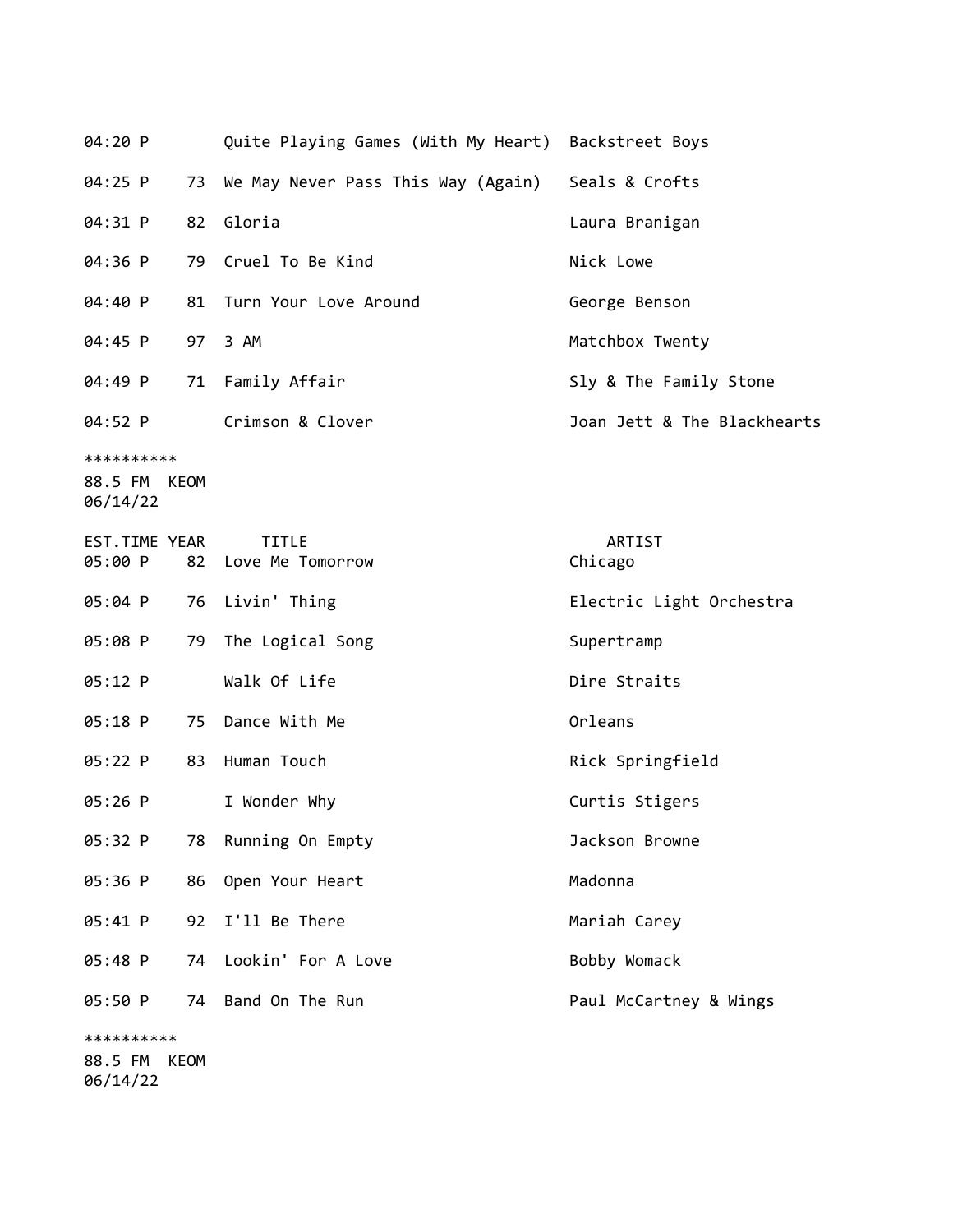| | | | |
|---|---|---|---|
| 04:20 P | | Quite Playing Games (With My Heart) | Backstreet Boys |
| 04:25 P | 73 | We May Never Pass This Way (Again) | Seals & Crofts |
| 04:31 P | 82 | Gloria | Laura Branigan |
| 04:36 P | 79 | Cruel To Be Kind | Nick Lowe |
| 04:40 P | 81 | Turn Your Love Around | George Benson |
| 04:45 P | 97 | 3 AM | Matchbox Twenty |
| 04:49 P | 71 | Family Affair | Sly & The Family Stone |
| 04:52 P | | Crimson & Clover | Joan Jett & The Blackhearts |

**********
88.5 FM KEOM
06/14/22

| EST.TIME | YEAR | TITLE | ARTIST |
|---|---|---|---|
| 05:00 P | 82 | Love Me Tomorrow | Chicago |
| 05:04 P | 76 | Livin' Thing | Electric Light Orchestra |
| 05:08 P | 79 | The Logical Song | Supertramp |
| 05:12 P | | Walk Of Life | Dire Straits |
| 05:18 P | 75 | Dance With Me | Orleans |
| 05:22 P | 83 | Human Touch | Rick Springfield |
| 05:26 P | | I Wonder Why | Curtis Stigers |
| 05:32 P | 78 | Running On Empty | Jackson Browne |
| 05:36 P | 86 | Open Your Heart | Madonna |
| 05:41 P | 92 | I'll Be There | Mariah Carey |
| 05:48 P | 74 | Lookin' For A Love | Bobby Womack |
| 05:50 P | 74 | Band On The Run | Paul McCartney & Wings |

**********
88.5 FM KEOM
06/14/22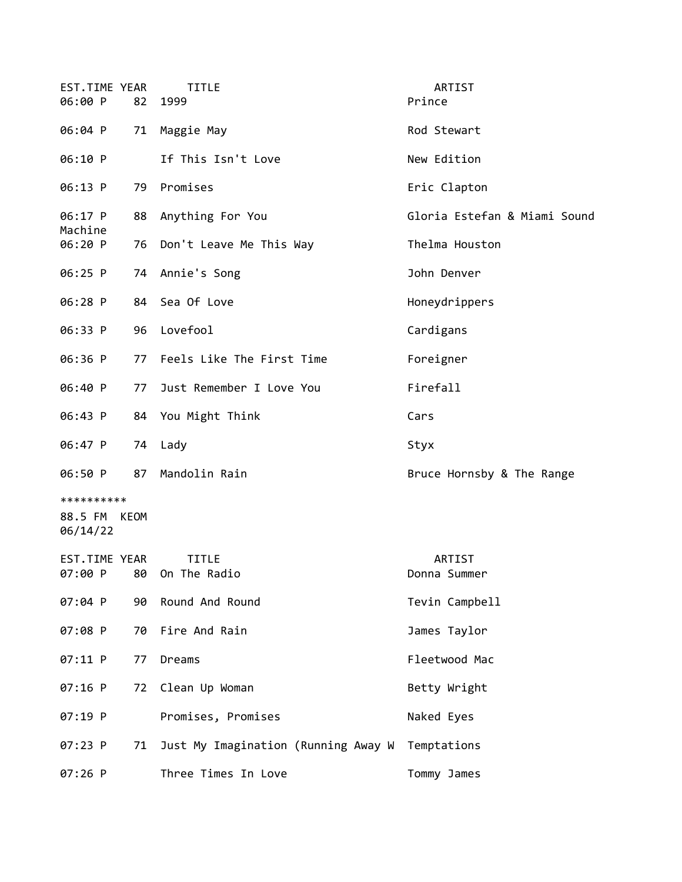| EST.TIME | YEAR | TITLE | ARTIST |
|---|---|---|---|
| 06:00 P | 82 | 1999 | Prince |
| 06:04 P | 71 | Maggie May | Rod Stewart |
| 06:10 P | | If This Isn't Love | New Edition |
| 06:13 P | 79 | Promises | Eric Clapton |
| 06:17 P | 88 | Anything For You | Gloria Estefan & Miami Sound Machine |
| 06:20 P | 76 | Don't Leave Me This Way | Thelma Houston |
| 06:25 P | 74 | Annie's Song | John Denver |
| 06:28 P | 84 | Sea Of Love | Honeydrippers |
| 06:33 P | 96 | Lovefool | Cardigans |
| 06:36 P | 77 | Feels Like The First Time | Foreigner |
| 06:40 P | 77 | Just Remember I Love You | Firefall |
| 06:43 P | 84 | You Might Think | Cars |
| 06:47 P | 74 | Lady | Styx |
| 06:50 P | 87 | Mandolin Rain | Bruce Hornsby & The Range |

**********

88.5 FM KEOM
06/14/22

| EST.TIME | YEAR | TITLE | ARTIST |
|---|---|---|---|
| 07:00 P | 80 | On The Radio | Donna Summer |
| 07:04 P | 90 | Round And Round | Tevin Campbell |
| 07:08 P | 70 | Fire And Rain | James Taylor |
| 07:11 P | 77 | Dreams | Fleetwood Mac |
| 07:16 P | 72 | Clean Up Woman | Betty Wright |
| 07:19 P | | Promises, Promises | Naked Eyes |
| 07:23 P | 71 | Just My Imagination (Running Away W | Temptations |
| 07:26 P | | Three Times In Love | Tommy James |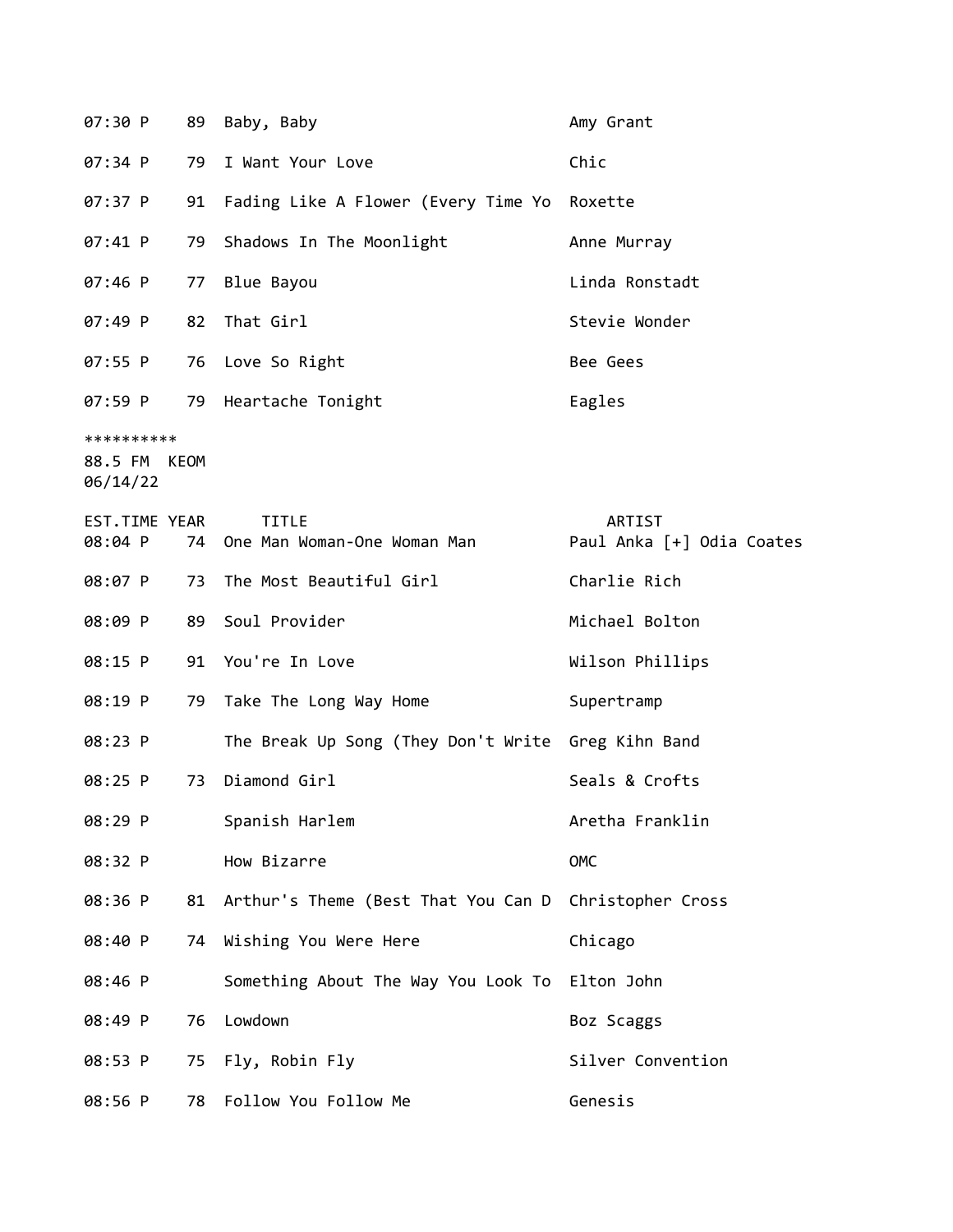| | | | |
|---|---|---|---|
| 07:30 P | 89 | Baby, Baby | Amy Grant |
| 07:34 P | 79 | I Want Your Love | Chic |
| 07:37 P | 91 | Fading Like A Flower (Every Time Yo | Roxette |
| 07:41 P | 79 | Shadows In The Moonlight | Anne Murray |
| 07:46 P | 77 | Blue Bayou | Linda Ronstadt |
| 07:49 P | 82 | That Girl | Stevie Wonder |
| 07:55 P | 76 | Love So Right | Bee Gees |
| 07:59 P | 79 | Heartache Tonight | Eagles |

**********
88.5 FM KEOM
06/14/22

| EST.TIME | YEAR | TITLE | ARTIST |
|---|---|---|---|
| 08:04 P | 74 | One Man Woman-One Woman Man | Paul Anka [+] Odia Coates |
| 08:07 P | 73 | The Most Beautiful Girl | Charlie Rich |
| 08:09 P | 89 | Soul Provider | Michael Bolton |
| 08:15 P | 91 | You're In Love | Wilson Phillips |
| 08:19 P | 79 | Take The Long Way Home | Supertramp |
| 08:23 P | | The Break Up Song (They Don't Write | Greg Kihn Band |
| 08:25 P | 73 | Diamond Girl | Seals & Crofts |
| 08:29 P | | Spanish Harlem | Aretha Franklin |
| 08:32 P | | How Bizarre | OMC |
| 08:36 P | 81 | Arthur's Theme (Best That You Can D | Christopher Cross |
| 08:40 P | 74 | Wishing You Were Here | Chicago |
| 08:46 P | | Something About The Way You Look To | Elton John |
| 08:49 P | 76 | Lowdown | Boz Scaggs |
| 08:53 P | 75 | Fly, Robin Fly | Silver Convention |
| 08:56 P | 78 | Follow You Follow Me | Genesis |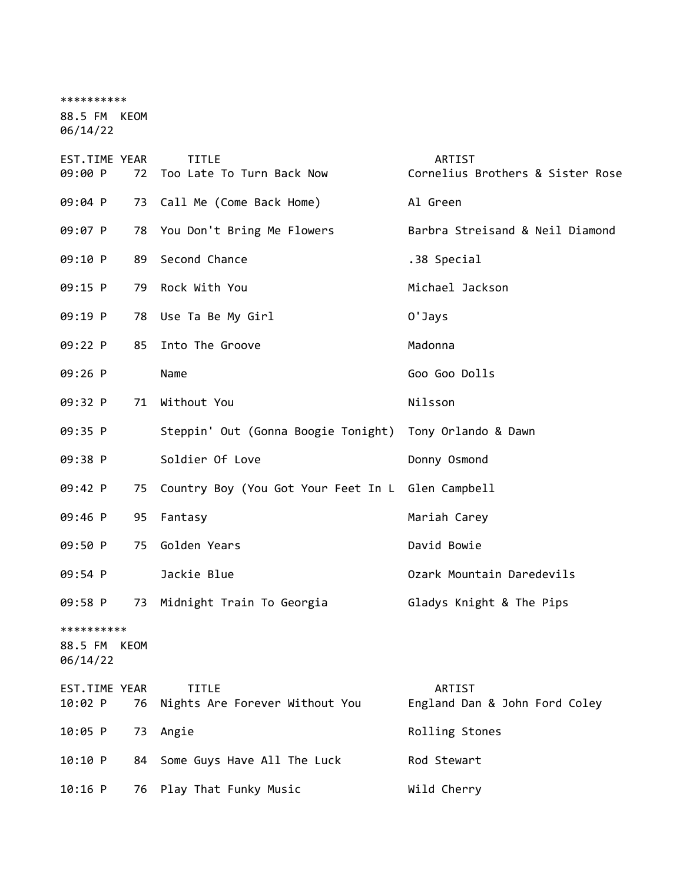**********
88.5 FM KEOM
06/14/22

| EST.TIME | YEAR | TITLE | ARTIST |
|---|---|---|---|
| 09:00 P | 72 | Too Late To Turn Back Now | Cornelius Brothers & Sister Rose |
| 09:04 P | 73 | Call Me (Come Back Home) | Al Green |
| 09:07 P | 78 | You Don't Bring Me Flowers | Barbra Streisand & Neil Diamond |
| 09:10 P | 89 | Second Chance | .38 Special |
| 09:15 P | 79 | Rock With You | Michael Jackson |
| 09:19 P | 78 | Use Ta Be My Girl | O'Jays |
| 09:22 P | 85 | Into The Groove | Madonna |
| 09:26 P | | Name | Goo Goo Dolls |
| 09:32 P | 71 | Without You | Nilsson |
| 09:35 P | | Steppin' Out (Gonna Boogie Tonight) | Tony Orlando & Dawn |
| 09:38 P | | Soldier Of Love | Donny Osmond |
| 09:42 P | 75 | Country Boy (You Got Your Feet In L | Glen Campbell |
| 09:46 P | 95 | Fantasy | Mariah Carey |
| 09:50 P | 75 | Golden Years | David Bowie |
| 09:54 P | | Jackie Blue | Ozark Mountain Daredevils |
| 09:58 P | 73 | Midnight Train To Georgia | Gladys Knight & The Pips |

**********
88.5 FM KEOM
06/14/22

| EST.TIME | YEAR | TITLE | ARTIST |
|---|---|---|---|
| 10:02 P | 76 | Nights Are Forever Without You | England Dan & John Ford Coley |
| 10:05 P | 73 | Angie | Rolling Stones |
| 10:10 P | 84 | Some Guys Have All The Luck | Rod Stewart |
| 10:16 P | 76 | Play That Funky Music | Wild Cherry |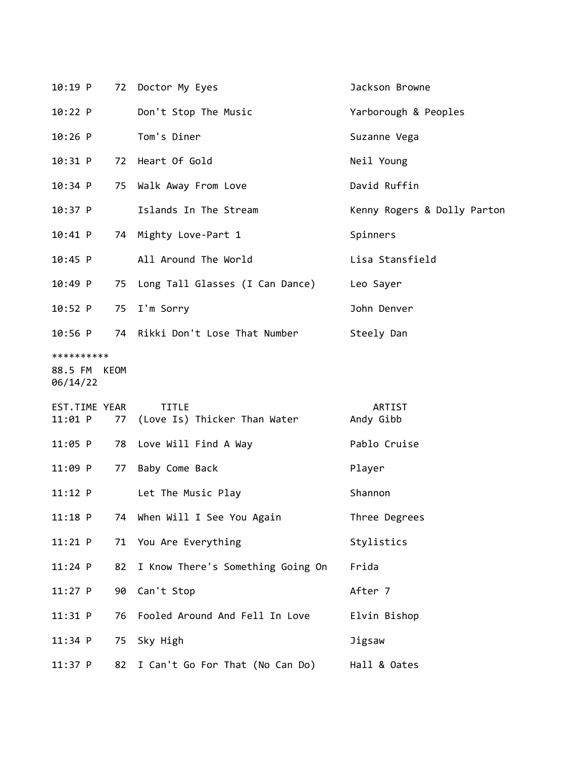| | | | |
|---|---|---|---|
| 10:19 P | 72 | Doctor My Eyes | Jackson Browne |
| 10:22 P | | Don't Stop The Music | Yarborough & Peoples |
| 10:26 P | | Tom's Diner | Suzanne Vega |
| 10:31 P | 72 | Heart Of Gold | Neil Young |
| 10:34 P | 75 | Walk Away From Love | David Ruffin |
| 10:37 P | | Islands In The Stream | Kenny Rogers & Dolly Parton |
| 10:41 P | 74 | Mighty Love-Part 1 | Spinners |
| 10:45 P | | All Around The World | Lisa Stansfield |
| 10:49 P | 75 | Long Tall Glasses (I Can Dance) | Leo Sayer |
| 10:52 P | 75 | I'm Sorry | John Denver |
| 10:56 P | 74 | Rikki Don't Lose That Number | Steely Dan |

**********
88.5 FM KEOM
06/14/22

| EST.TIME | YEAR | TITLE | ARTIST |
|---|---|---|---|
| 11:01 P | 77 | (Love Is) Thicker Than Water | Andy Gibb |
| 11:05 P | 78 | Love Will Find A Way | Pablo Cruise |
| 11:09 P | 77 | Baby Come Back | Player |
| 11:12 P | | Let The Music Play | Shannon |
| 11:18 P | 74 | When Will I See You Again | Three Degrees |
| 11:21 P | 71 | You Are Everything | Stylistics |
| 11:24 P | 82 | I Know There's Something Going On | Frida |
| 11:27 P | 90 | Can't Stop | After 7 |
| 11:31 P | 76 | Fooled Around And Fell In Love | Elvin Bishop |
| 11:34 P | 75 | Sky High | Jigsaw |
| 11:37 P | 82 | I Can't Go For That (No Can Do) | Hall & Oates |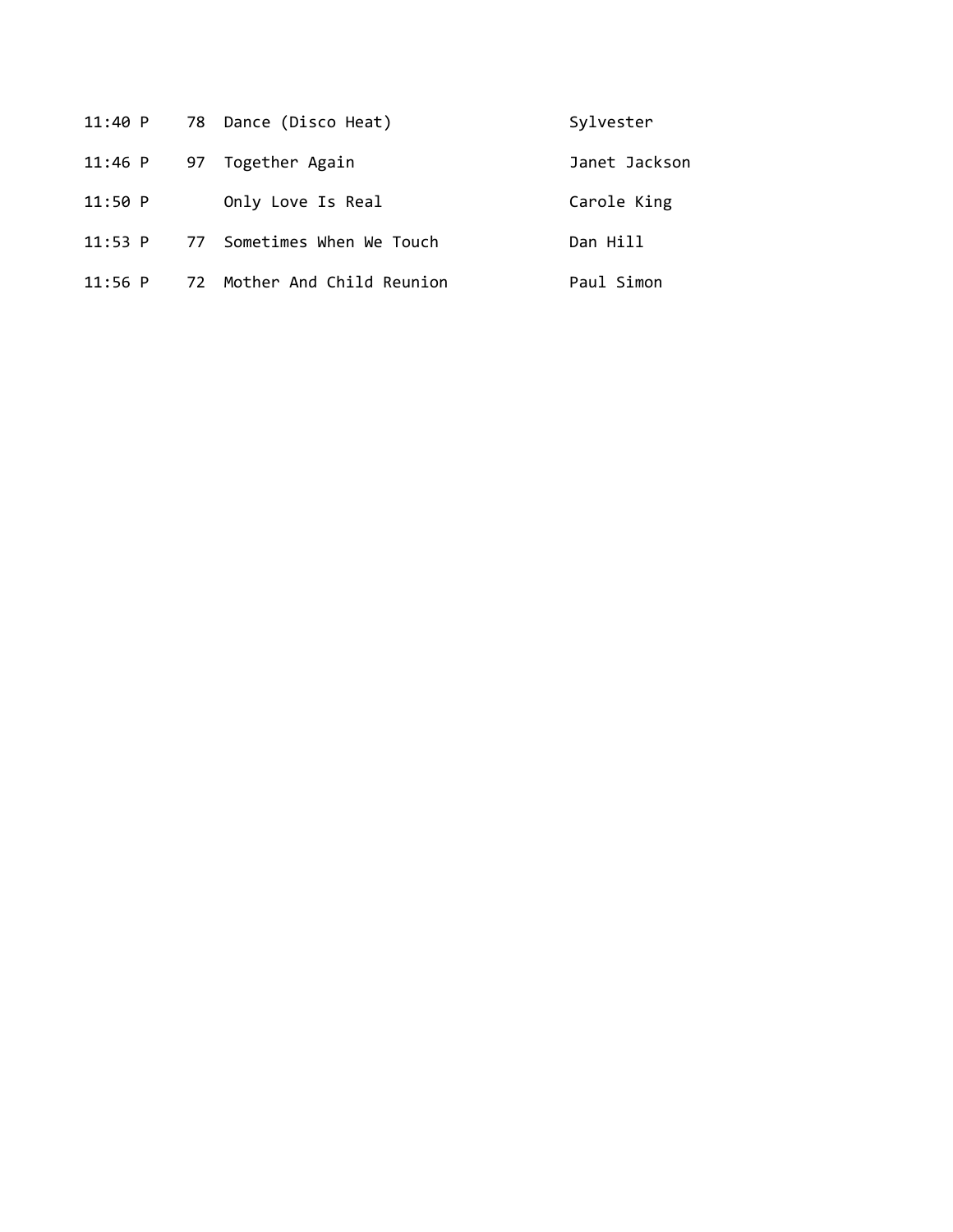| | | | |
|---|---|---|---|
| 11:40 P | 78 | Dance (Disco Heat) | Sylvester |
| 11:46 P | 97 | Together Again | Janet Jackson |
| 11:50 P | | Only Love Is Real | Carole King |
| 11:53 P | 77 | Sometimes When We Touch | Dan Hill |
| 11:56 P | 72 | Mother And Child Reunion | Paul Simon |